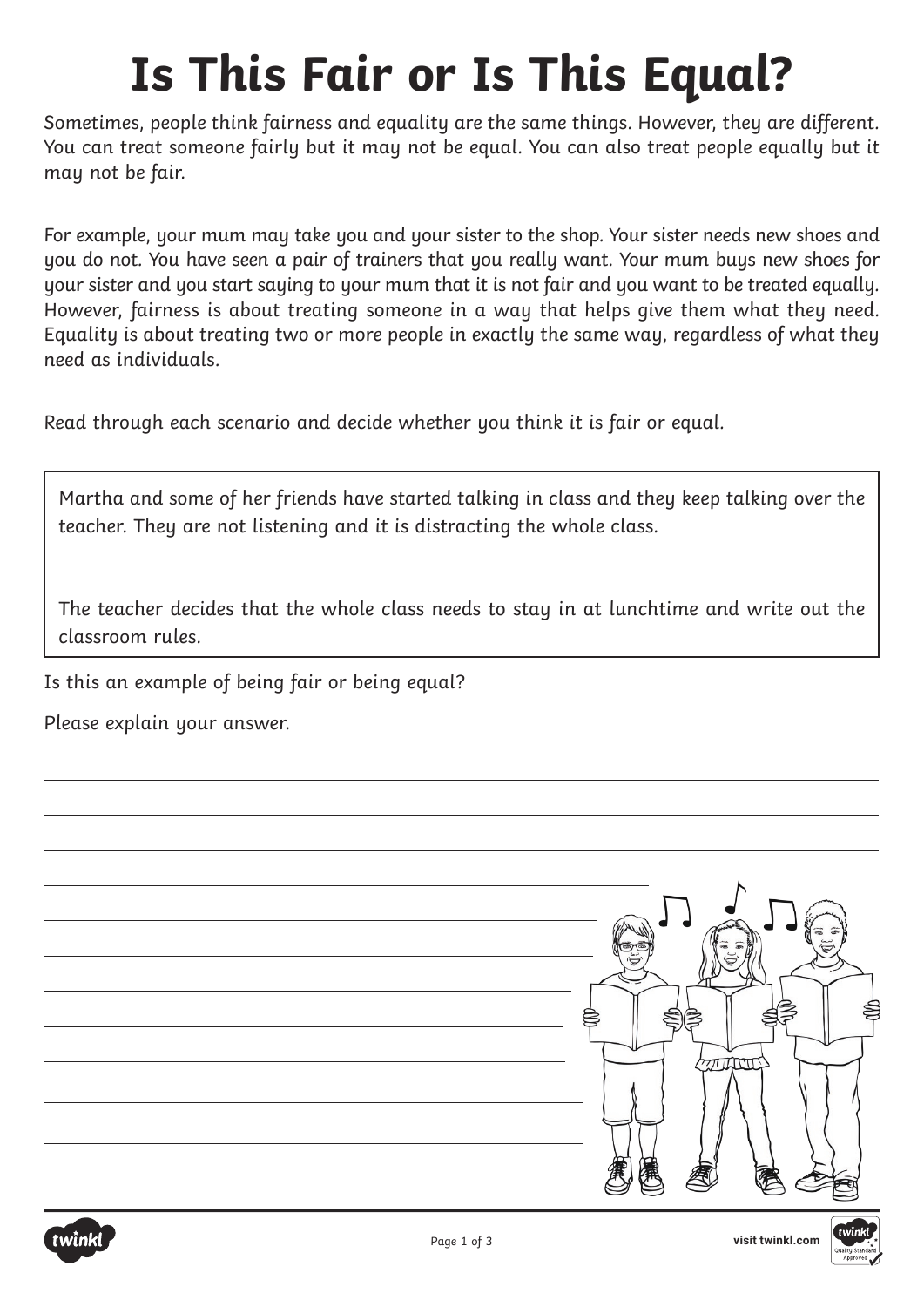# Is This Fair or Is This Equal?

Sometimes, people think fairness and equality are the same things. However, they are different. You can treat someone fairly but it may not be equal. You can also treat people equally but it may not be fair.

For example, your mum may take you and your sister to the shop. Your sister needs new shoes and you do not. You have seen a pair of trainers that you really want. Your mum buys new shoes for your sister and you start saying to your mum that it is not fair and you want to be treated equally. However, fairness is about treating someone in a way that helps give them what they need. Equality is about treating two or more people in exactly the same way, regardless of what they need as individuals.

Read through each scenario and decide whether you think it is fair or equal.

> Martha and some of her friends have started talking in class and they keep talking over the teacher. They are not listening and it is distracting the whole class.
>
> The teacher decides that the whole class needs to stay in at lunchtime and write out the classroom rules.

Is this an example of being fair or being equal?

Please explain your answer.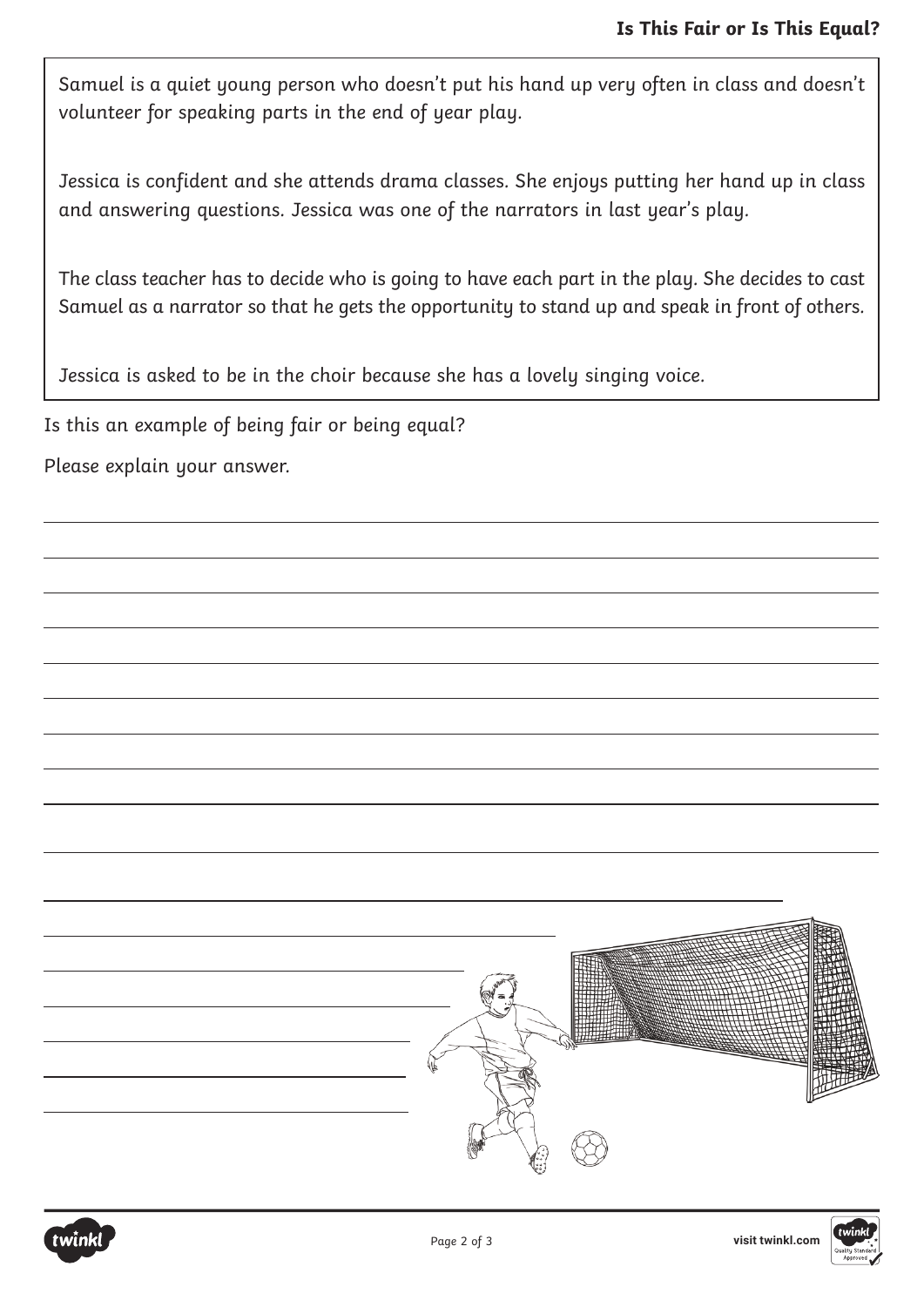Samuel is a quiet young person who doesn't put his hand up very often in class and doesn't volunteer for speaking parts in the end of year play.

Jessica is confident and she attends drama classes. She enjoys putting her hand up in class and answering questions. Jessica was one of the narrators in last year's play.

The class teacher has to decide who is going to have each part in the play. She decides to cast Samuel as a narrator so that he gets the opportunity to stand up and speak in front of others.

Jessica is asked to be in the choir because she has a lovely singing voice.

Is this an example of being fair or being equal?

Please explain your answer.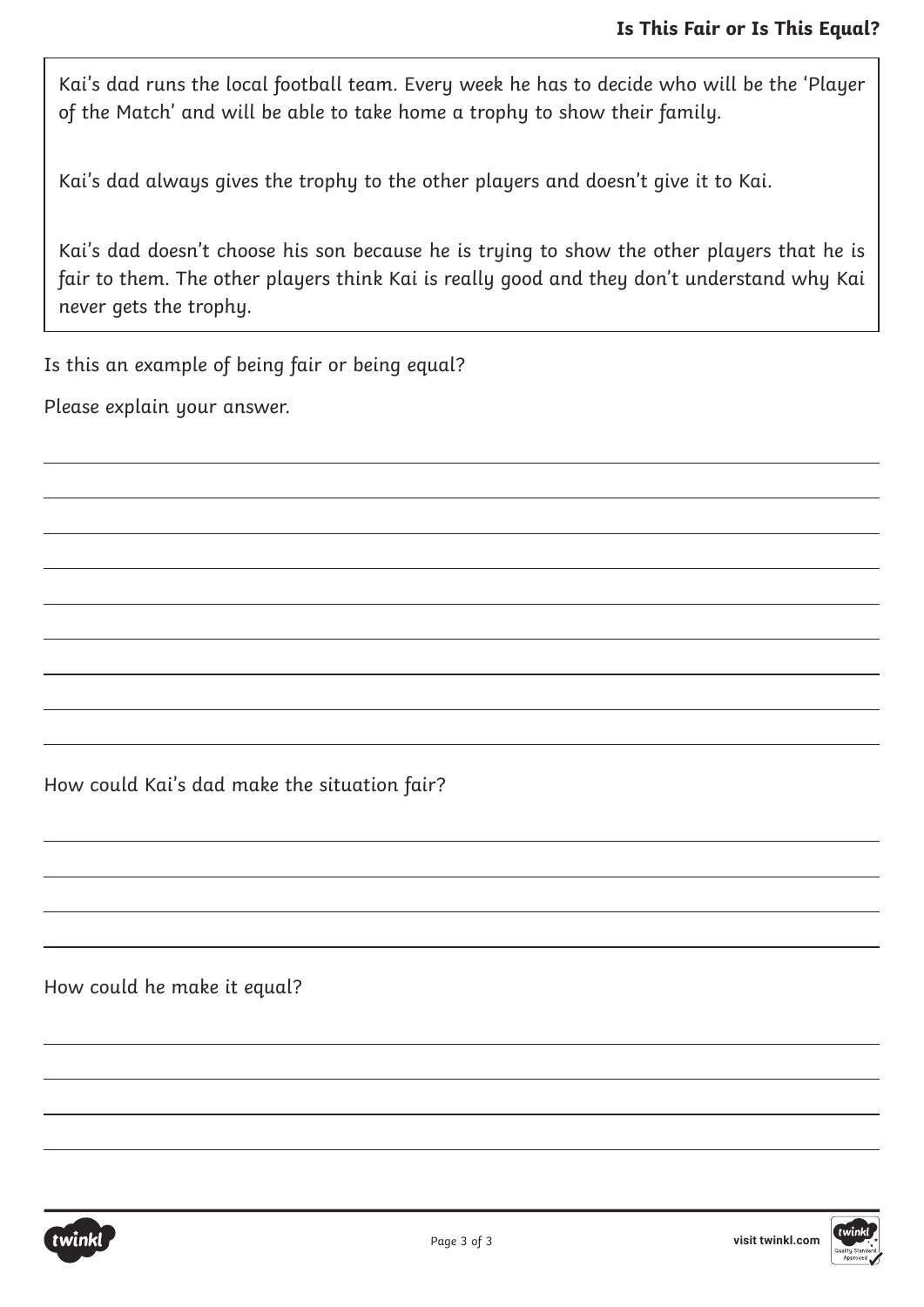Kai's dad runs the local football team. Every week he has to decide who will be the 'Player of the Match' and will be able to take home a trophy to show their family.

Kai's dad always gives the trophy to the other players and doesn't give it to Kai.

Kai's dad doesn't choose his son because he is trying to show the other players that he is fair to them. The other players think Kai is really good and they don't understand why Kai never gets the trophy.

Is this an example of being fair or being equal?

Please explain your answer.

How could Kai's dad make the situation fair?

How could he make it equal?